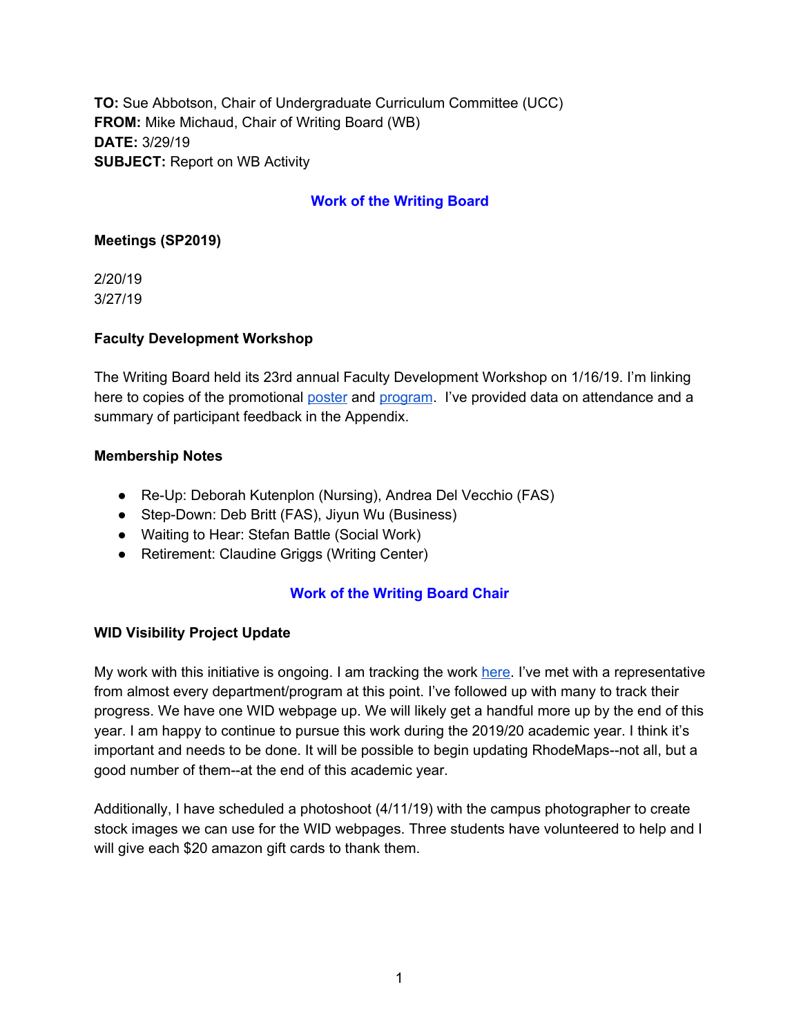**TO:** Sue Abbotson, Chair of Undergraduate Curriculum Committee (UCC)
**FROM:** Mike Michaud, Chair of Writing Board (WB)
**DATE:** 3/29/19
**SUBJECT:** Report on WB Activity

## Work of the Writing Board

### Meetings (SP2019)

2/20/19
3/27/19

### Faculty Development Workshop

The Writing Board held its 23rd annual Faculty Development Workshop on 1/16/19. I'm linking here to copies of the promotional poster and program. I've provided data on attendance and a summary of participant feedback in the Appendix.

### Membership Notes

- Re-Up: Deborah Kutenplon (Nursing), Andrea Del Vecchio (FAS)
- Step-Down: Deb Britt (FAS), Jiyun Wu (Business)
- Waiting to Hear: Stefan Battle (Social Work)
- Retirement: Claudine Griggs (Writing Center)

## Work of the Writing Board Chair

### WID Visibility Project Update

My work with this initiative is ongoing. I am tracking the work here. I've met with a representative from almost every department/program at this point. I've followed up with many to track their progress. We have one WID webpage up. We will likely get a handful more up by the end of this year. I am happy to continue to pursue this work during the 2019/20 academic year. I think it's important and needs to be done. It will be possible to begin updating RhodeMaps--not all, but a good number of them--at the end of this academic year.

Additionally, I have scheduled a photoshoot (4/11/19) with the campus photographer to create stock images we can use for the WID webpages. Three students have volunteered to help and I will give each $20 amazon gift cards to thank them.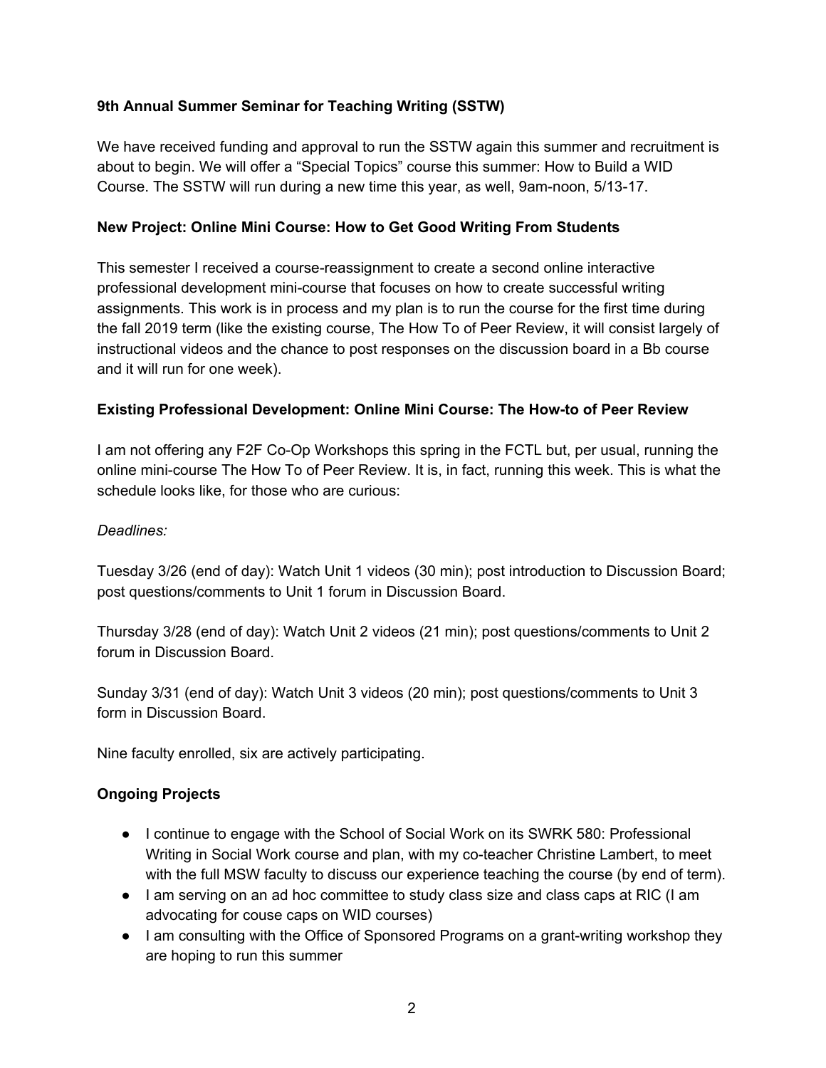**9th Annual Summer Seminar for Teaching Writing (SSTW)**

We have received funding and approval to run the SSTW again this summer and recruitment is about to begin. We will offer a "Special Topics" course this summer: How to Build a WID Course. The SSTW will run during a new time this year, as well, 9am-noon, 5/13-17.

**New Project: Online Mini Course: How to Get Good Writing From Students**

This semester I received a course-reassignment to create a second online interactive professional development mini-course that focuses on how to create successful writing assignments. This work is in process and my plan is to run the course for the first time during the fall 2019 term (like the existing course, The How To of Peer Review, it will consist largely of instructional videos and the chance to post responses on the discussion board in a Bb course and it will run for one week).

**Existing Professional Development: Online Mini Course: The How-to of Peer Review**

I am not offering any F2F Co-Op Workshops this spring in the FCTL but, per usual, running the online mini-course The How To of Peer Review. It is, in fact, running this week. This is what the schedule looks like, for those who are curious:

*Deadlines:*

Tuesday 3/26 (end of day): Watch Unit 1 videos (30 min); post introduction to Discussion Board; post questions/comments to Unit 1 forum in Discussion Board.

Thursday 3/28 (end of day): Watch Unit 2 videos (21 min); post questions/comments to Unit 2 forum in Discussion Board.

Sunday 3/31 (end of day): Watch Unit 3 videos (20 min); post questions/comments to Unit 3 form in Discussion Board.

Nine faculty enrolled, six are actively participating.

**Ongoing Projects**

- I continue to engage with the School of Social Work on its SWRK 580: Professional Writing in Social Work course and plan, with my co-teacher Christine Lambert, to meet with the full MSW faculty to discuss our experience teaching the course (by end of term).
- I am serving on an ad hoc committee to study class size and class caps at RIC (I am advocating for couse caps on WID courses)
- I am consulting with the Office of Sponsored Programs on a grant-writing workshop they are hoping to run this summer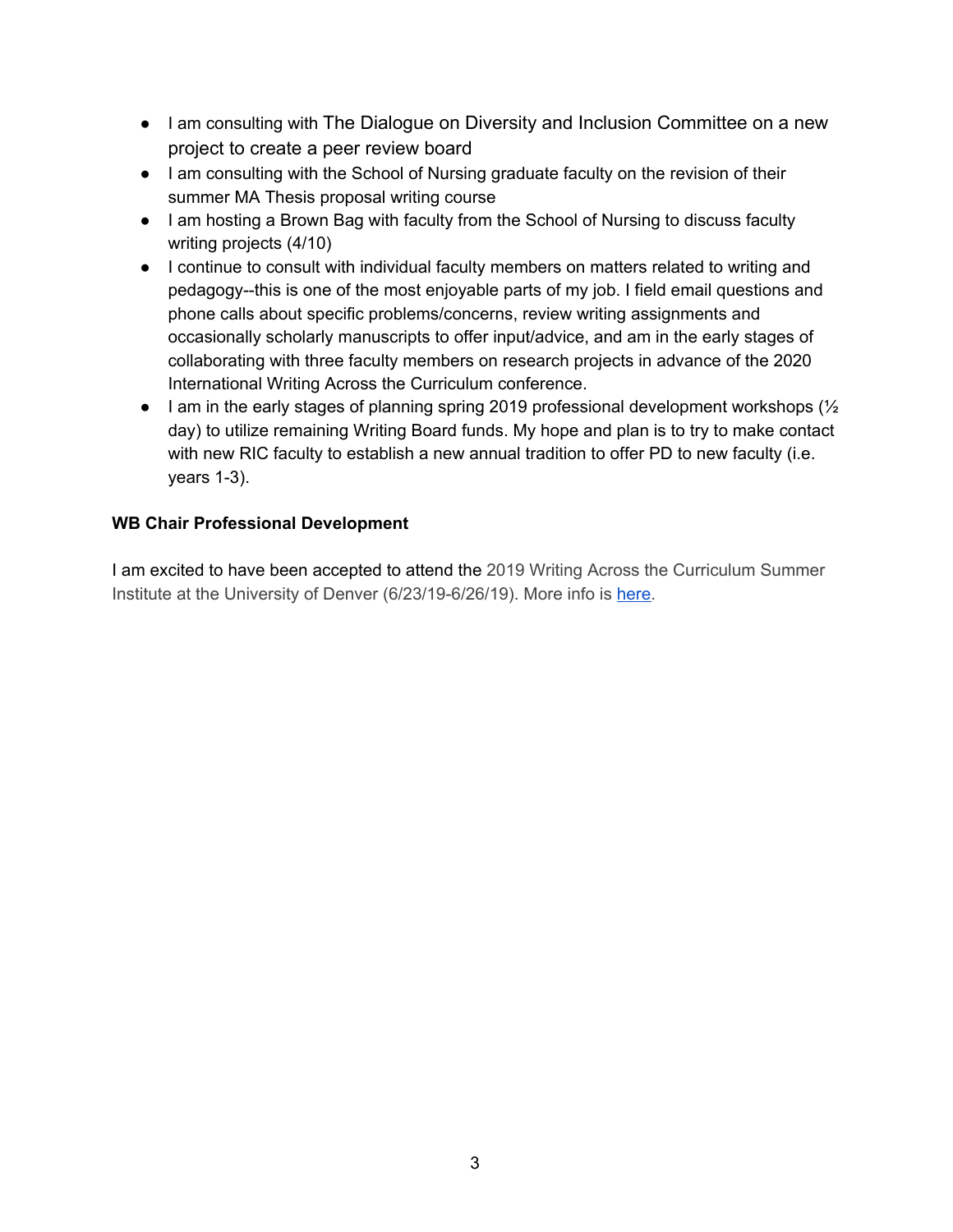- I am consulting with The Dialogue on Diversity and Inclusion Committee on a new project to create a peer review board
- I am consulting with the School of Nursing graduate faculty on the revision of their summer MA Thesis proposal writing course
- I am hosting a Brown Bag with faculty from the School of Nursing to discuss faculty writing projects (4/10)
- I continue to consult with individual faculty members on matters related to writing and pedagogy--this is one of the most enjoyable parts of my job. I field email questions and phone calls about specific problems/concerns, review writing assignments and occasionally scholarly manuscripts to offer input/advice, and am in the early stages of collaborating with three faculty members on research projects in advance of the 2020 International Writing Across the Curriculum conference.
- I am in the early stages of planning spring 2019 professional development workshops (½ day) to utilize remaining Writing Board funds. My hope and plan is to try to make contact with new RIC faculty to establish a new annual tradition to offer PD to new faculty (i.e. years 1-3).

**WB Chair Professional Development**

I am excited to have been accepted to attend the 2019 Writing Across the Curriculum Summer Institute at the University of Denver (6/23/19-6/26/19). More info is [here](here).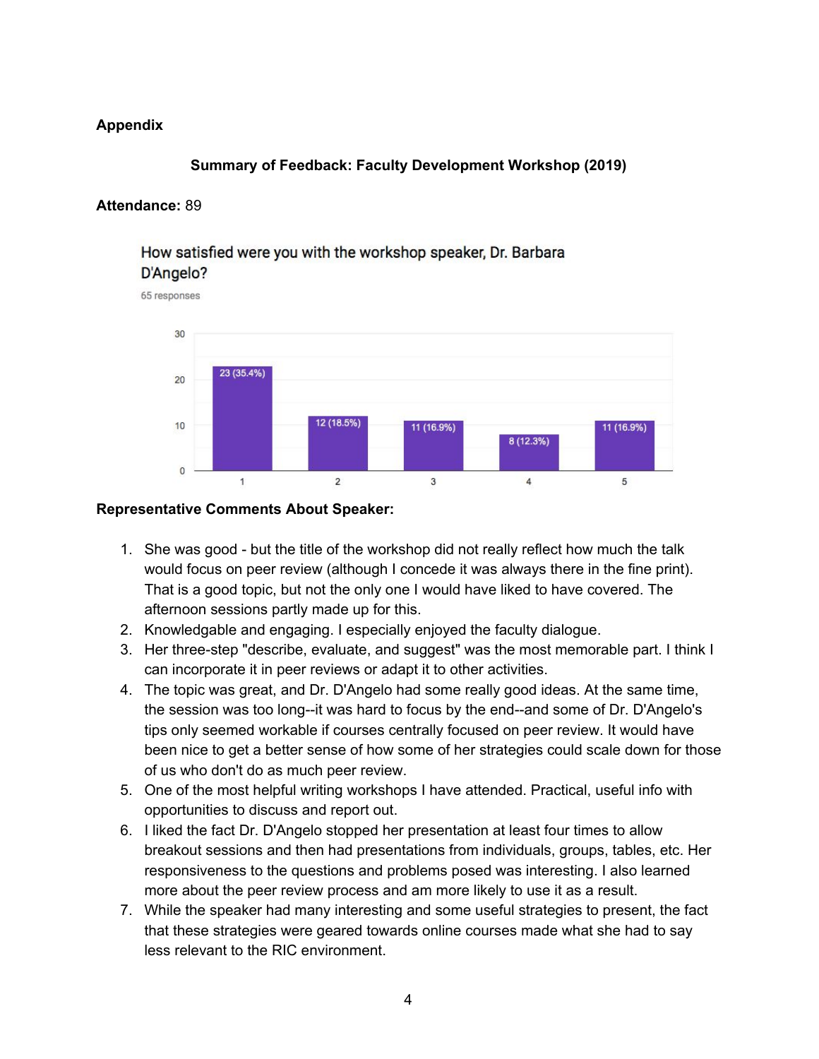**Appendix**

**Summary of Feedback: Faculty Development Workshop (2019)**

**Attendance:** 89

How satisfied were you with the workshop speaker, Dr. Barbara D'Angelo?

65 responses

| Rating | Responses |
|---|---|
| 1 | 23 (35.4%) |
| 2 | 12 (18.5%) |
| 3 | 11 (16.9%) |
| 4 | 8 (12.3%) |
| 5 | 11 (16.9%) |

**Representative Comments About Speaker:**

1. She was good - but the title of the workshop did not really reflect how much the talk would focus on peer review (although I concede it was always there in the fine print). That is a good topic, but not the only one I would have liked to have covered. The afternoon sessions partly made up for this.
2. Knowledgable and engaging. I especially enjoyed the faculty dialogue.
3. Her three-step "describe, evaluate, and suggest" was the most memorable part. I think I can incorporate it in peer reviews or adapt it to other activities.
4. The topic was great, and Dr. D'Angelo had some really good ideas. At the same time, the session was too long--it was hard to focus by the end--and some of Dr. D'Angelo's tips only seemed workable if courses centrally focused on peer review. It would have been nice to get a better sense of how some of her strategies could scale down for those of us who don't do as much peer review.
5. One of the most helpful writing workshops I have attended. Practical, useful info with opportunities to discuss and report out.
6. I liked the fact Dr. D'Angelo stopped her presentation at least four times to allow breakout sessions and then had presentations from individuals, groups, tables, etc. Her responsiveness to the questions and problems posed was interesting. I also learned more about the peer review process and am more likely to use it as a result.
7. While the speaker had many interesting and some useful strategies to present, the fact that these strategies were geared towards online courses made what she had to say less relevant to the RIC environment.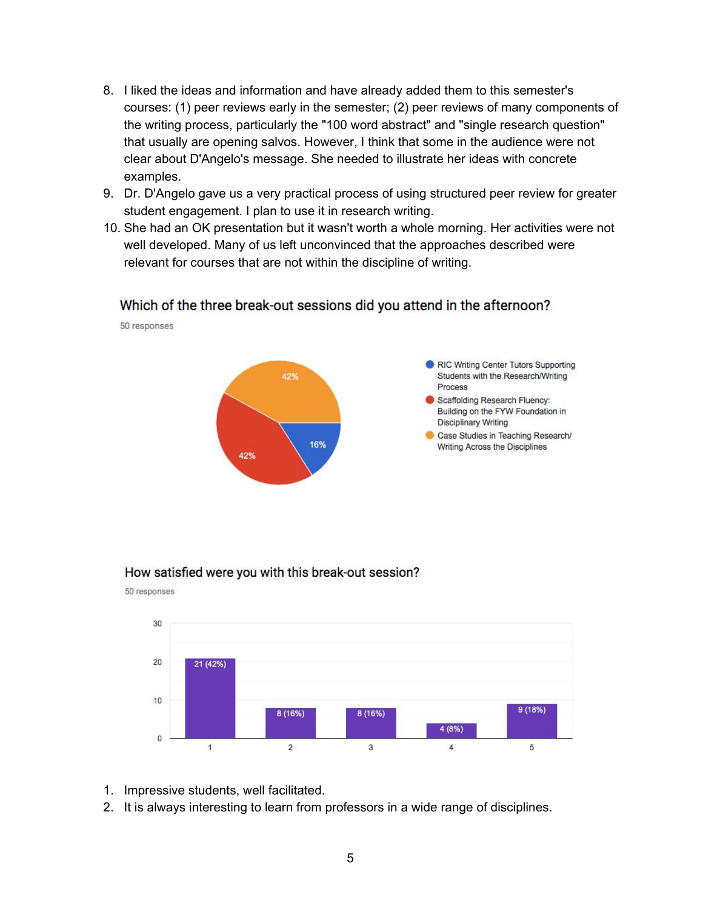8. I liked the ideas and information and have already added them to this semester's courses: (1) peer reviews early in the semester; (2) peer reviews of many components of the writing process, particularly the "100 word abstract" and "single research question" that usually are opening salvos. However, I think that some in the audience were not clear about D'Angelo's message. She needed to illustrate her ideas with concrete examples.
9. Dr. D'Angelo gave us a very practical process of using structured peer review for greater student engagement. I plan to use it in research writing.
10. She had an OK presentation but it wasn't worth a whole morning. Her activities were not well developed. Many of us left unconvinced that the approaches described were relevant for courses that are not within the discipline of writing.

### Which of the three break-out sessions did you attend in the afternoon?

50 responses

| Session | Percentage |
| --- | --- |
| RIC Writing Center Tutors Supporting Students with the Research/Writing Process | 16% |
| Scaffolding Research Fluency: Building on the FYW Foundation in Disciplinary Writing | 42% |
| Case Studies in Teaching Research/ Writing Across the Disciplines | 42% |

### How satisfied were you with this break-out session?

50 responses

| Rating | Responses |
| --- | --- |
| 1 | 21 (42%) |
| 2 | 8 (16%) |
| 3 | 8 (16%) |
| 4 | 4 (8%) |
| 5 | 9 (18%) |

1. Impressive students, well facilitated.
2. It is always interesting to learn from professors in a wide range of disciplines.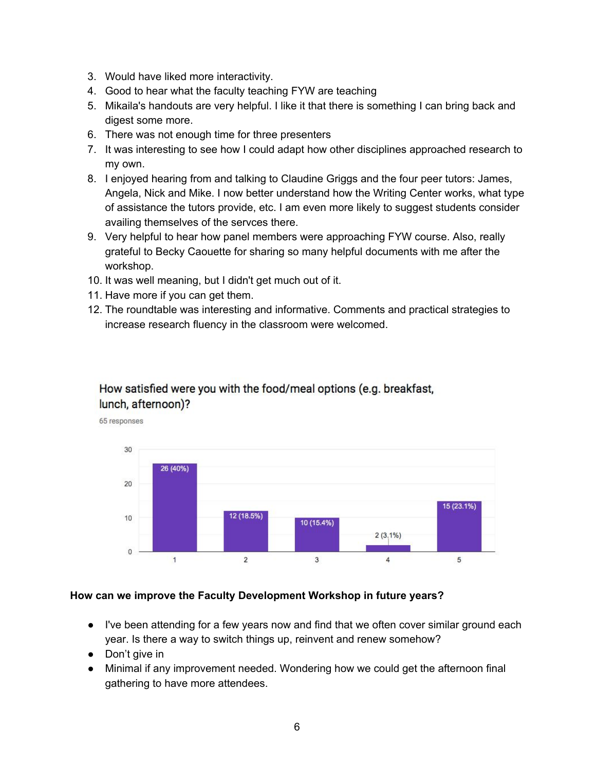3. Would have liked more interactivity.
4. Good to hear what the faculty teaching FYW are teaching
5. Mikaila's handouts are very helpful. I like it that there is something I can bring back and digest some more.
6. There was not enough time for three presenters
7. It was interesting to see how I could adapt how other disciplines approached research to my own.
8. I enjoyed hearing from and talking to Claudine Griggs and the four peer tutors: James, Angela, Nick and Mike. I now better understand how the Writing Center works, what type of assistance the tutors provide, etc. I am even more likely to suggest students consider availing themselves of the servces there.
9. Very helpful to hear how panel members were approaching FYW course. Also, really grateful to Becky Caouette for sharing so many helpful documents with me after the workshop.
10. It was well meaning, but I didn't get much out of it.
11. Have more if you can get them.
12. The roundtable was interesting and informative. Comments and practical strategies to increase research fluency in the classroom were welcomed.

How satisfied were you with the food/meal options (e.g. breakfast, lunch, afternoon)?

65 responses

| Rating | Responses |
| --- | --- |
| 1 | 26 (40%) |
| 2 | 12 (18.5%) |
| 3 | 10 (15.4%) |
| 4 | 2 (3.1%) |
| 5 | 15 (23.1%) |

**How can we improve the Faculty Development Workshop in future years?**

- I've been attending for a few years now and find that we often cover similar ground each year. Is there a way to switch things up, reinvent and renew somehow?
- Don't give in
- Minimal if any improvement needed. Wondering how we could get the afternoon final gathering to have more attendees.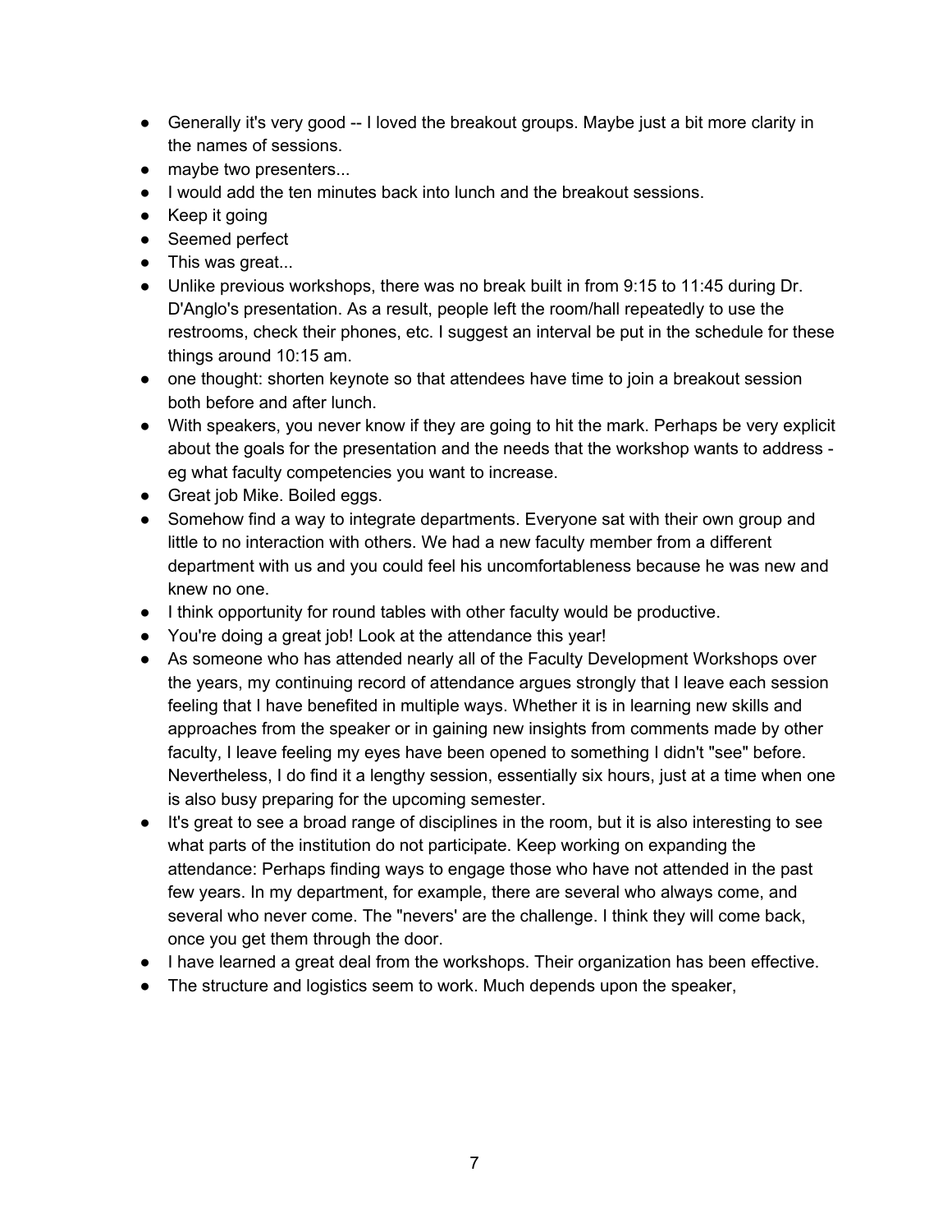- Generally it's very good -- I loved the breakout groups. Maybe just a bit more clarity in the names of sessions.
- maybe two presenters...
- I would add the ten minutes back into lunch and the breakout sessions.
- Keep it going
- Seemed perfect
- This was great...
- Unlike previous workshops, there was no break built in from 9:15 to 11:45 during Dr. D'Anglo's presentation. As a result, people left the room/hall repeatedly to use the restrooms, check their phones, etc. I suggest an interval be put in the schedule for these things around 10:15 am.
- one thought: shorten keynote so that attendees have time to join a breakout session both before and after lunch.
- With speakers, you never know if they are going to hit the mark. Perhaps be very explicit about the goals for the presentation and the needs that the workshop wants to address - eg what faculty competencies you want to increase.
- Great job Mike. Boiled eggs.
- Somehow find a way to integrate departments. Everyone sat with their own group and little to no interaction with others. We had a new faculty member from a different department with us and you could feel his uncomfortableness because he was new and knew no one.
- I think opportunity for round tables with other faculty would be productive.
- You're doing a great job! Look at the attendance this year!
- As someone who has attended nearly all of the Faculty Development Workshops over the years, my continuing record of attendance argues strongly that I leave each session feeling that I have benefited in multiple ways. Whether it is in learning new skills and approaches from the speaker or in gaining new insights from comments made by other faculty, I leave feeling my eyes have been opened to something I didn't "see" before. Nevertheless, I do find it a lengthy session, essentially six hours, just at a time when one is also busy preparing for the upcoming semester.
- It's great to see a broad range of disciplines in the room, but it is also interesting to see what parts of the institution do not participate. Keep working on expanding the attendance: Perhaps finding ways to engage those who have not attended in the past few years. In my department, for example, there are several who always come, and several who never come. The "nevers' are the challenge. I think they will come back, once you get them through the door.
- I have learned a great deal from the workshops. Their organization has been effective.
- The structure and logistics seem to work. Much depends upon the speaker,